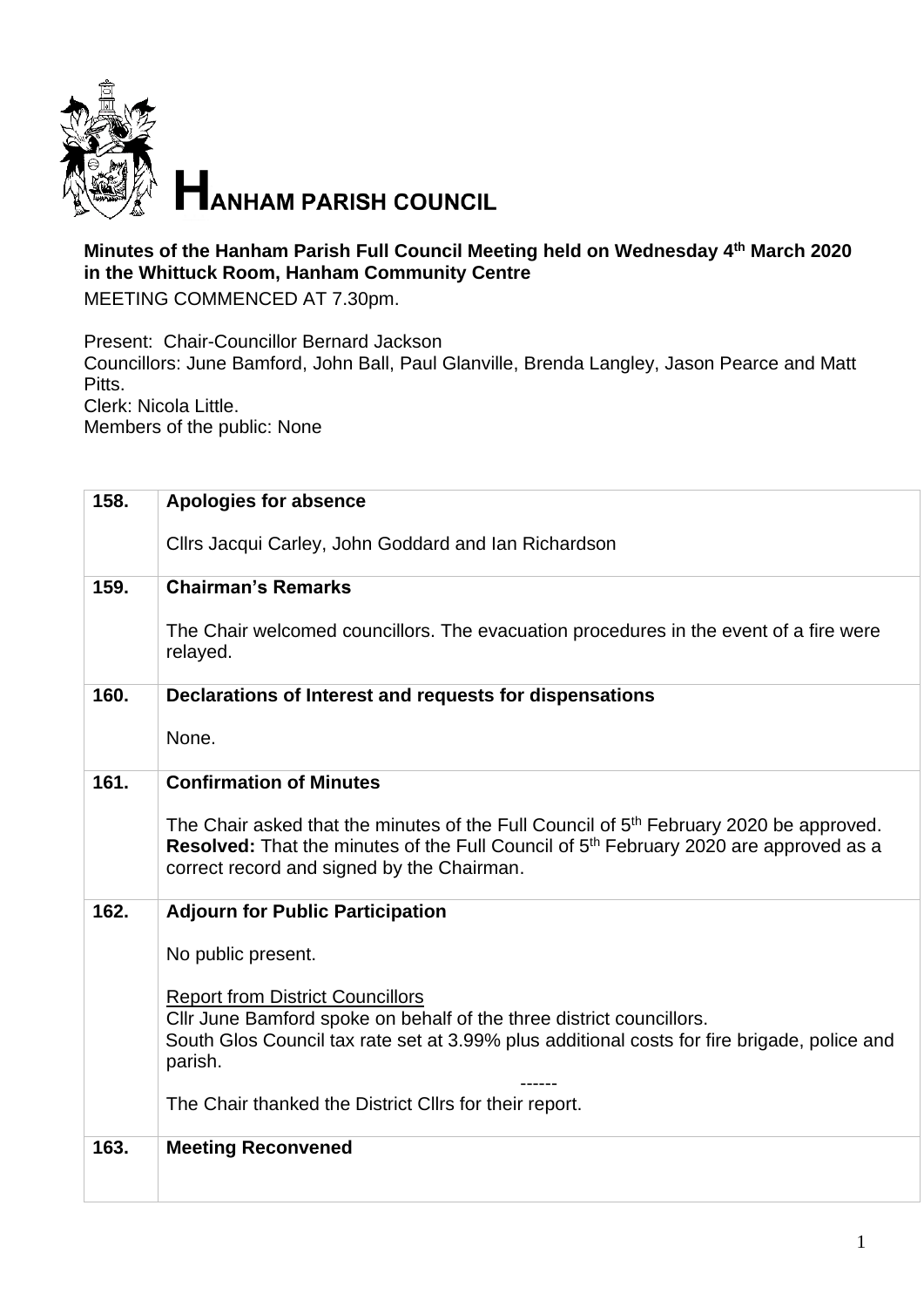# HANHAM PARISH COUNCIL

**Minutes of the Hanham Parish Full Council Meeting held on Wednesday 4th March 2020 in the Whittuck Room, Hanham Community Centre**

MEETING COMMENCED AT 7.30pm.

Present: Chair-Councillor Bernard Jackson
Councillors: June Bamford, John Ball, Paul Glanville, Brenda Langley, Jason Pearce and Matt Pitts.
Clerk: Nicola Little.
Members of the public: None

| | |
|---|---|
| **158.** | **Apologies for absence**<br><br>Cllrs Jacqui Carley, John Goddard and Ian Richardson |
| **159.** | **Chairman's Remarks**<br><br>The Chair welcomed councillors. The evacuation procedures in the event of a fire were relayed. |
| **160.** | **Declarations of Interest and requests for dispensations**<br><br>None. |
| **161.** | **Confirmation of Minutes**<br><br>The Chair asked that the minutes of the Full Council of 5th February 2020 be approved.<br>**Resolved:** That the minutes of the Full Council of 5th February 2020 are approved as a correct record and signed by the Chairman. |
| **162.** | **Adjourn for Public Participation**<br><br>No public present.<br><br>Report from District Councillors<br>Cllr June Bamford spoke on behalf of the three district councillors.<br>South Glos Council tax rate set at 3.99% plus additional costs for fire brigade, police and parish.<br>------<br>The Chair thanked the District Cllrs for their report. |
| **163.** | **Meeting Reconvened** |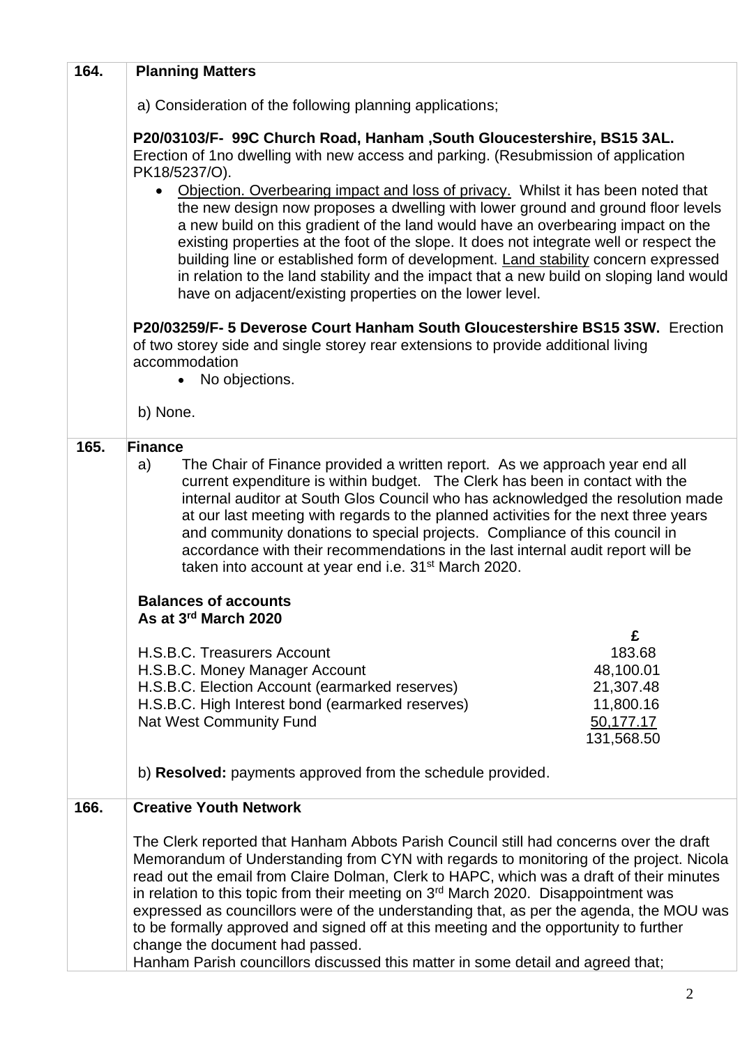| 164. | **Planning Matters** |
|---|---|

a) Consideration of the following planning applications;

**P20/03103/F- 99C Church Road, Hanham ,South Gloucestershire, BS15 3AL.** Erection of 1no dwelling with new access and parking. (Resubmission of application PK18/5237/O).

- Objection. Overbearing impact and loss of privacy. Whilst it has been noted that the new design now proposes a dwelling with lower ground and ground floor levels a new build on this gradient of the land would have an overbearing impact on the existing properties at the foot of the slope. It does not integrate well or respect the building line or established form of development. Land stability concern expressed in relation to the land stability and the impact that a new build on sloping land would have on adjacent/existing properties on the lower level.

**P20/03259/F- 5 Deverose Court Hanham South Gloucestershire BS15 3SW.** Erection of two storey side and single storey rear extensions to provide additional living accommodation

- No objections.

b) None.

**165. Finance**

a) The Chair of Finance provided a written report. As we approach year end all current expenditure is within budget. The Clerk has been in contact with the internal auditor at South Glos Council who has acknowledged the resolution made at our last meeting with regards to the planned activities for the next three years and community donations to special projects. Compliance of this council in accordance with their recommendations in the last internal audit report will be taken into account at year end i.e. 31st March 2020.

**Balances of accounts**
**As at 3rd March 2020**

| | £ |
|---|---|
| H.S.B.C. Treasurers Account | 183.68 |
| H.S.B.C. Money Manager Account | 48,100.01 |
| H.S.B.C. Election Account (earmarked reserves) | 21,307.48 |
| H.S.B.C. High Interest bond (earmarked reserves) | 11,800.16 |
| Nat West Community Fund | 50,177.17 |
| | 131,568.50 |

b) **Resolved:** payments approved from the schedule provided.

**166. Creative Youth Network**

The Clerk reported that Hanham Abbots Parish Council still had concerns over the draft Memorandum of Understanding from CYN with regards to monitoring of the project. Nicola read out the email from Claire Dolman, Clerk to HAPC, which was a draft of their minutes in relation to this topic from their meeting on 3rd March 2020. Disappointment was expressed as councillors were of the understanding that, as per the agenda, the MOU was to be formally approved and signed off at this meeting and the opportunity to further change the document had passed.
Hanham Parish councillors discussed this matter in some detail and agreed that;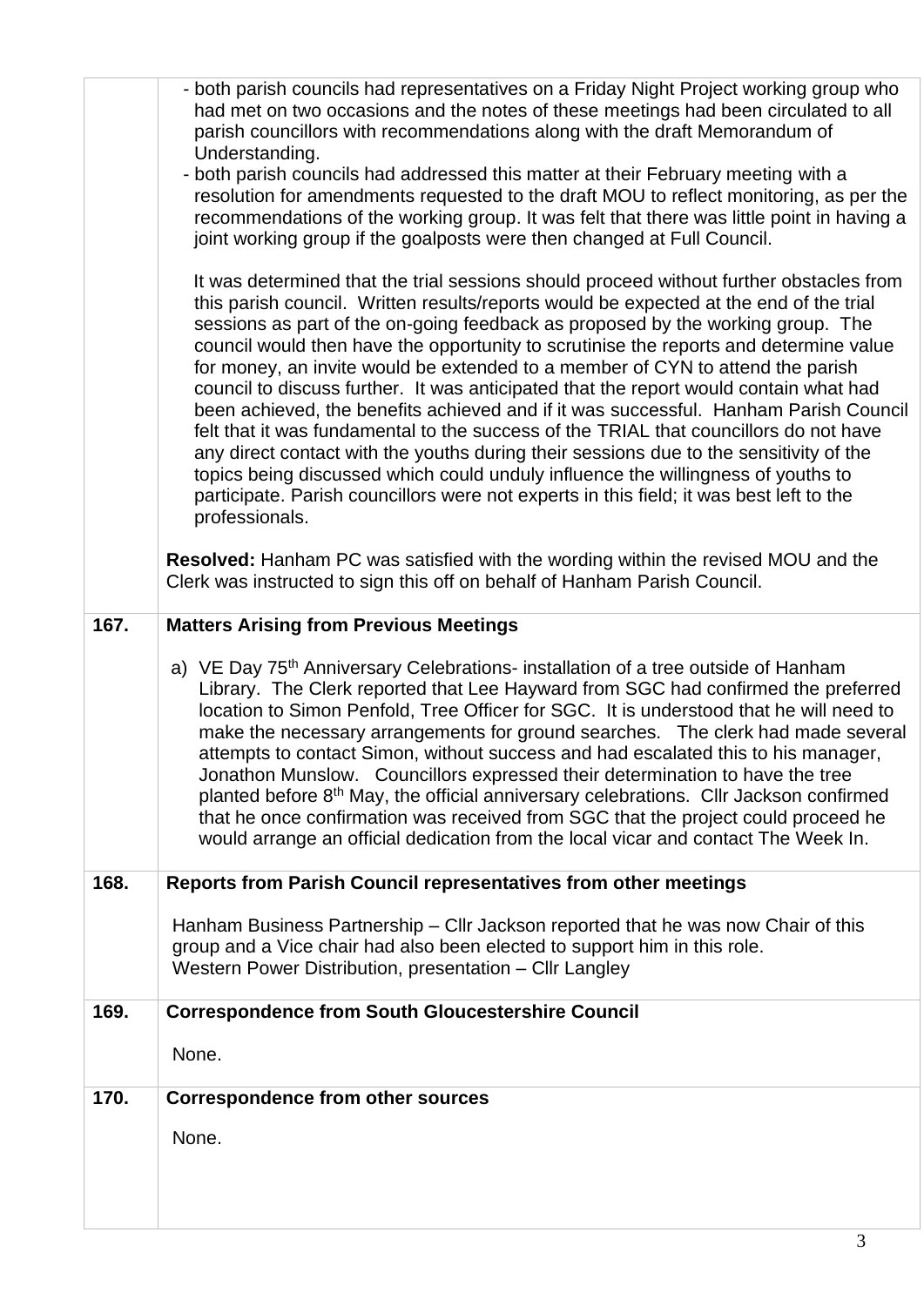| | |
|---|---|
| | - both parish councils had representatives on a Friday Night Project working group who had met on two occasions and the notes of these meetings had been circulated to all parish councillors with recommendations along with the draft Memorandum of Understanding.<br>- both parish councils had addressed this matter at their February meeting with a resolution for amendments requested to the draft MOU to reflect monitoring, as per the recommendations of the working group. It was felt that there was little point in having a joint working group if the goalposts were then changed at Full Council.<br><br>It was determined that the trial sessions should proceed without further obstacles from this parish council. Written results/reports would be expected at the end of the trial sessions as part of the on-going feedback as proposed by the working group. The council would then have the opportunity to scrutinise the reports and determine value for money, an invite would be extended to a member of CYN to attend the parish council to discuss further. It was anticipated that the report would contain what had been achieved, the benefits achieved and if it was successful. Hanham Parish Council felt that it was fundamental to the success of the TRIAL that councillors do not have any direct contact with the youths during their sessions due to the sensitivity of the topics being discussed which could unduly influence the willingness of youths to participate. Parish councillors were not experts in this field; it was best left to the professionals.<br><br>**Resolved:** Hanham PC was satisfied with the wording within the revised MOU and the Clerk was instructed to sign this off on behalf of Hanham Parish Council. |
| **167.** | **Matters Arising from Previous Meetings**<br><br>a) VE Day 75th Anniversary Celebrations- installation of a tree outside of Hanham Library. The Clerk reported that Lee Hayward from SGC had confirmed the preferred location to Simon Penfold, Tree Officer for SGC. It is understood that he will need to make the necessary arrangements for ground searches. The clerk had made several attempts to contact Simon, without success and had escalated this to his manager, Jonathon Munslow. Councillors expressed their determination to have the tree planted before 8th May, the official anniversary celebrations. Cllr Jackson confirmed that he once confirmation was received from SGC that the project could proceed he would arrange an official dedication from the local vicar and contact The Week In. |
| **168.** | **Reports from Parish Council representatives from other meetings**<br><br>Hanham Business Partnership – Cllr Jackson reported that he was now Chair of this group and a Vice chair had also been elected to support him in this role.<br>Western Power Distribution, presentation – Cllr Langley |
| **169.** | **Correspondence from South Gloucestershire Council**<br><br>None. |
| **170.** | **Correspondence from other sources**<br><br>None. |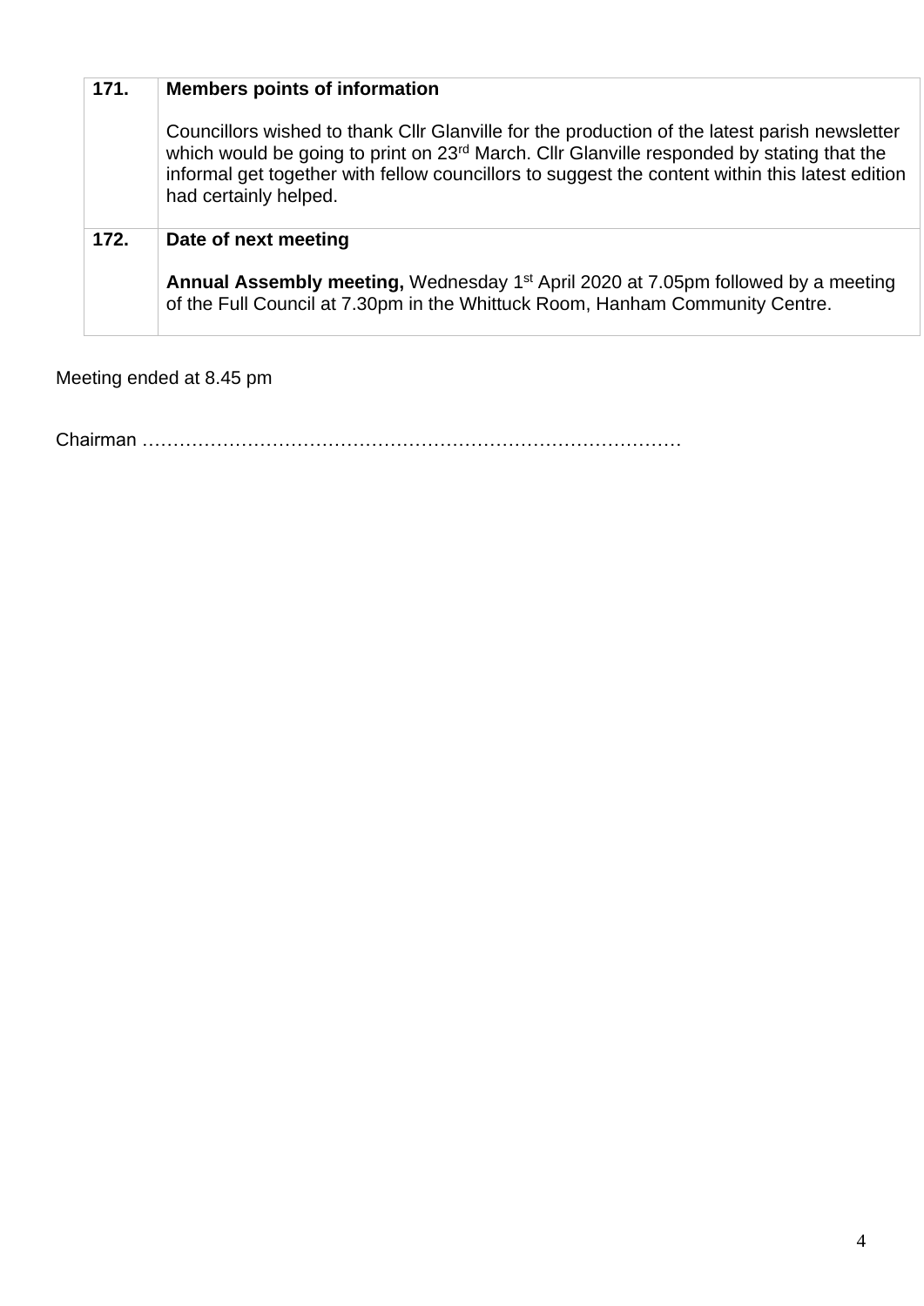| | |
|---|---|
| **171.** | **Members points of information**<br><br>Councillors wished to thank Cllr Glanville for the production of the latest parish newsletter which would be going to print on 23rd March. Cllr Glanville responded by stating that the informal get together with fellow councillors to suggest the content within this latest edition had certainly helped. |
| **172.** | **Date of next meeting**<br><br>**Annual Assembly meeting,** Wednesday 1st April 2020 at 7.05pm followed by a meeting of the Full Council at 7.30pm in the Whittuck Room, Hanham Community Centre. |

Meeting ended at 8.45 pm

Chairman …………………………………………………………………………